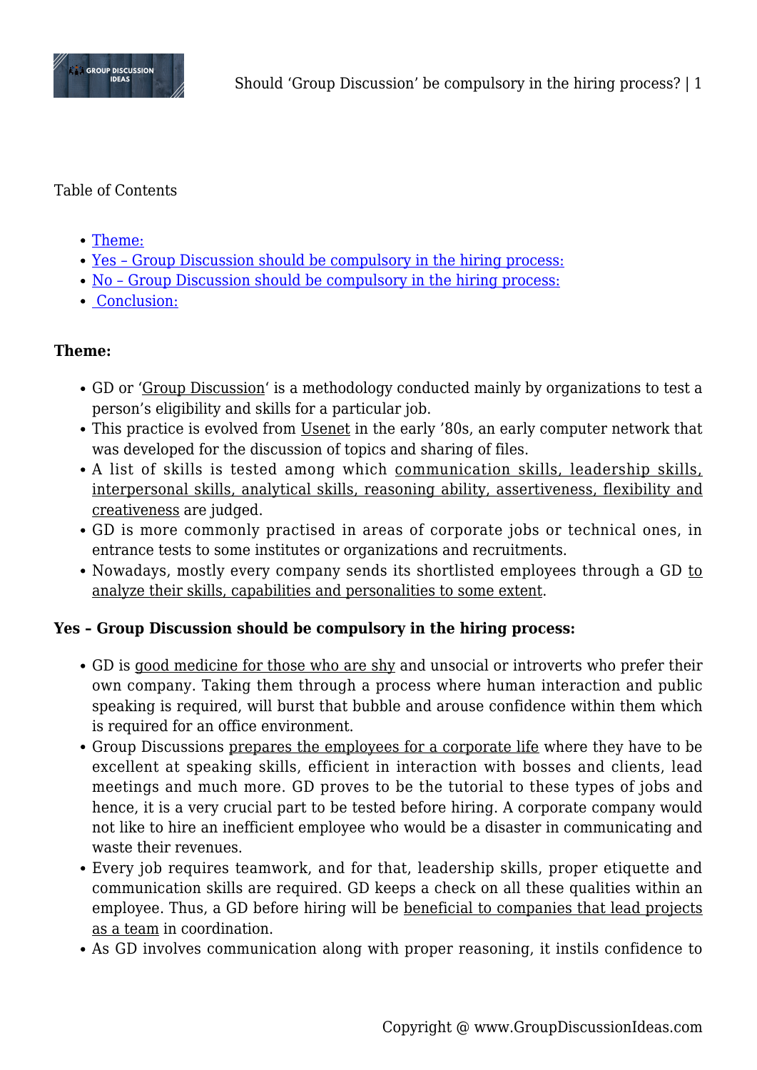Table of Contents

- Theme:
- Yes – Group Discussion should be compulsory in the hiring process:
- No – Group Discussion should be compulsory in the hiring process:
- Conclusion:

**Theme:**

- GD or 'Group Discussion' is a methodology conducted mainly by organizations to test a person's eligibility and skills for a particular job.
- This practice is evolved from Usenet in the early '80s, an early computer network that was developed for the discussion of topics and sharing of files.
- A list of skills is tested among which communication skills, leadership skills, interpersonal skills, analytical skills, reasoning ability, assertiveness, flexibility and creativeness are judged.
- GD is more commonly practised in areas of corporate jobs or technical ones, in entrance tests to some institutes or organizations and recruitments.
- Nowadays, mostly every company sends its shortlisted employees through a GD to analyze their skills, capabilities and personalities to some extent.

**Yes – Group Discussion should be compulsory in the hiring process:**

- GD is good medicine for those who are shy and unsocial or introverts who prefer their own company. Taking them through a process where human interaction and public speaking is required, will burst that bubble and arouse confidence within them which is required for an office environment.
- Group Discussions prepares the employees for a corporate life where they have to be excellent at speaking skills, efficient in interaction with bosses and clients, lead meetings and much more. GD proves to be the tutorial to these types of jobs and hence, it is a very crucial part to be tested before hiring. A corporate company would not like to hire an inefficient employee who would be a disaster in communicating and waste their revenues.
- Every job requires teamwork, and for that, leadership skills, proper etiquette and communication skills are required. GD keeps a check on all these qualities within an employee. Thus, a GD before hiring will be beneficial to companies that lead projects as a team in coordination.
- As GD involves communication along with proper reasoning, it instils confidence to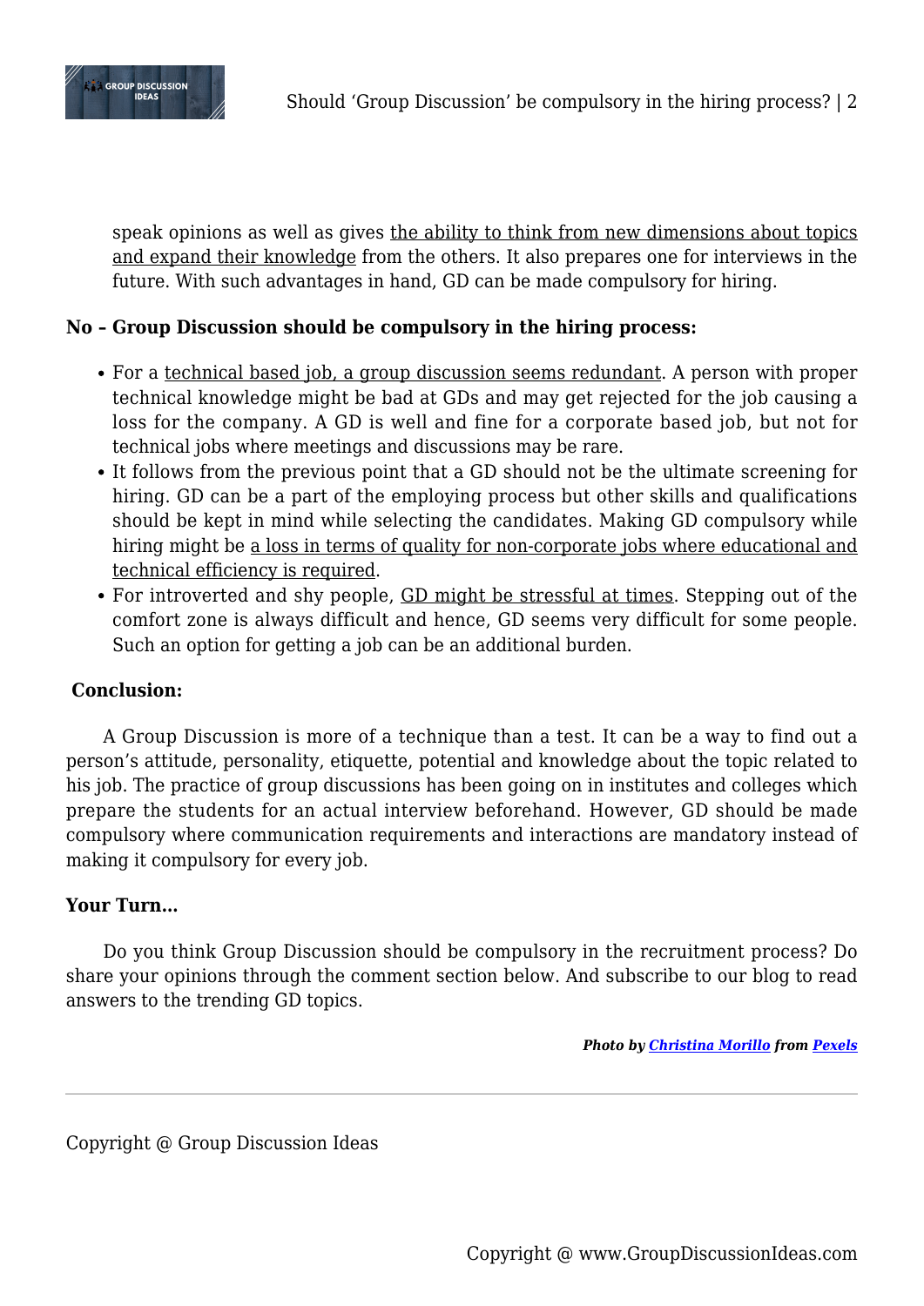speak opinions as well as gives the ability to think from new dimensions about topics and expand their knowledge from the others. It also prepares one for interviews in the future. With such advantages in hand, GD can be made compulsory for hiring.

**No – Group Discussion should be compulsory in the hiring process:**

- For a technical based job, a group discussion seems redundant. A person with proper technical knowledge might be bad at GDs and may get rejected for the job causing a loss for the company. A GD is well and fine for a corporate based job, but not for technical jobs where meetings and discussions may be rare.
- It follows from the previous point that a GD should not be the ultimate screening for hiring. GD can be a part of the employing process but other skills and qualifications should be kept in mind while selecting the candidates. Making GD compulsory while hiring might be a loss in terms of quality for non-corporate jobs where educational and technical efficiency is required.
- For introverted and shy people, GD might be stressful at times. Stepping out of the comfort zone is always difficult and hence, GD seems very difficult for some people. Such an option for getting a job can be an additional burden.

**Conclusion:**

A Group Discussion is more of a technique than a test. It can be a way to find out a person's attitude, personality, etiquette, potential and knowledge about the topic related to his job. The practice of group discussions has been going on in institutes and colleges which prepare the students for an actual interview beforehand. However, GD should be made compulsory where communication requirements and interactions are mandatory instead of making it compulsory for every job.

**Your Turn…**

Do you think Group Discussion should be compulsory in the recruitment process? Do share your opinions through the comment section below. And subscribe to our blog to read answers to the trending GD topics.

***Photo by Christina Morillo from Pexels***

---

Copyright @ Group Discussion Ideas